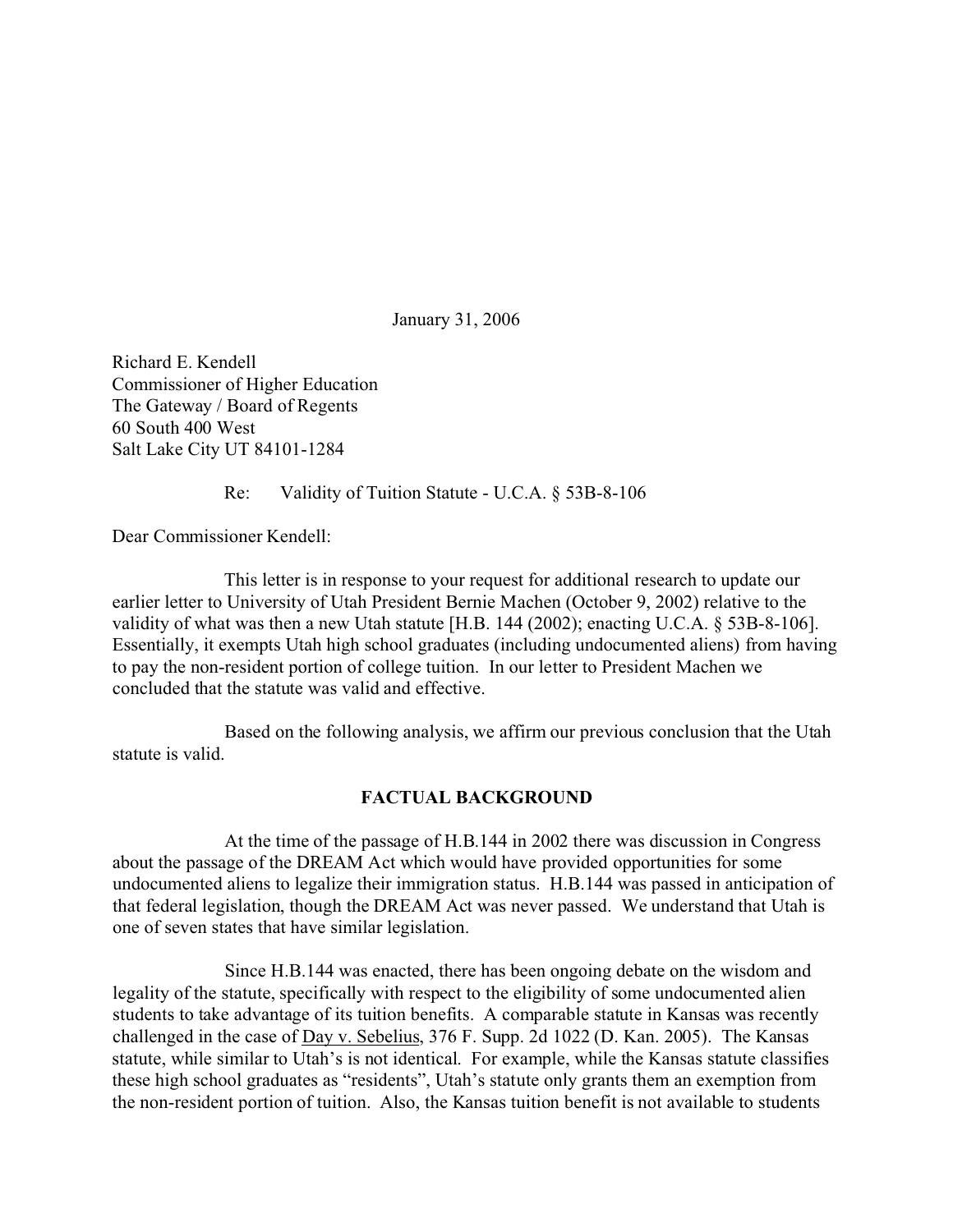January 31, 2006

Richard E. Kendell
Commissioner of Higher Education
The Gateway / Board of Regents
60 South 400 West
Salt Lake City UT 84101-1284

Re: Validity of Tuition Statute - U.C.A. § 53B-8-106

Dear Commissioner Kendell:

This letter is in response to your request for additional research to update our earlier letter to University of Utah President Bernie Machen (October 9, 2002) relative to the validity of what was then a new Utah statute [H.B. 144 (2002); enacting U.C.A. § 53B-8-106]. Essentially, it exempts Utah high school graduates (including undocumented aliens) from having to pay the non-resident portion of college tuition. In our letter to President Machen we concluded that the statute was valid and effective.

Based on the following analysis, we affirm our previous conclusion that the Utah statute is valid.

## FACTUAL BACKGROUND

At the time of the passage of H.B.144 in 2002 there was discussion in Congress about the passage of the DREAM Act which would have provided opportunities for some undocumented aliens to legalize their immigration status. H.B.144 was passed in anticipation of that federal legislation, though the DREAM Act was never passed. We understand that Utah is one of seven states that have similar legislation.

Since H.B.144 was enacted, there has been ongoing debate on the wisdom and legality of the statute, specifically with respect to the eligibility of some undocumented alien students to take advantage of its tuition benefits. A comparable statute in Kansas was recently challenged in the case of Day v. Sebelius, 376 F. Supp. 2d 1022 (D. Kan. 2005). The Kansas statute, while similar to Utah's is not identical. For example, while the Kansas statute classifies these high school graduates as "residents", Utah's statute only grants them an exemption from the non-resident portion of tuition. Also, the Kansas tuition benefit is not available to students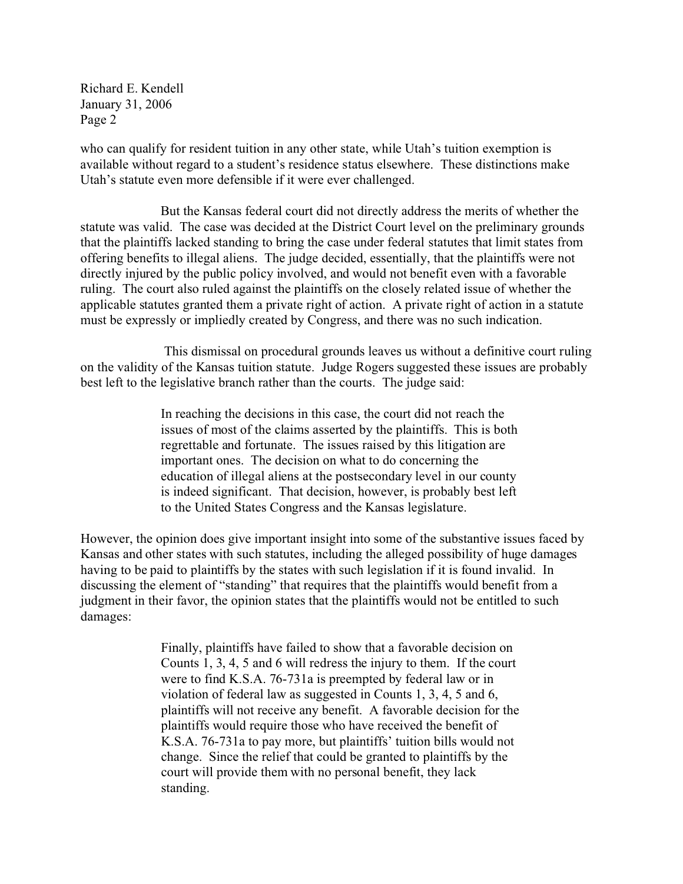who can qualify for resident tuition in any other state, while Utah's tuition exemption is available without regard to a student's residence status elsewhere. These distinctions make Utah's statute even more defensible if it were ever challenged.

But the Kansas federal court did not directly address the merits of whether the statute was valid. The case was decided at the District Court level on the preliminary grounds that the plaintiffs lacked standing to bring the case under federal statutes that limit states from offering benefits to illegal aliens. The judge decided, essentially, that the plaintiffs were not directly injured by the public policy involved, and would not benefit even with a favorable ruling. The court also ruled against the plaintiffs on the closely related issue of whether the applicable statutes granted them a private right of action. A private right of action in a statute must be expressly or impliedly created by Congress, and there was no such indication.

This dismissal on procedural grounds leaves us without a definitive court ruling on the validity of the Kansas tuition statute. Judge Rogers suggested these issues are probably best left to the legislative branch rather than the courts. The judge said:

> In reaching the decisions in this case, the court did not reach the issues of most of the claims asserted by the plaintiffs. This is both regrettable and fortunate. The issues raised by this litigation are important ones. The decision on what to do concerning the education of illegal aliens at the postsecondary level in our county is indeed significant. That decision, however, is probably best left to the United States Congress and the Kansas legislature.

However, the opinion does give important insight into some of the substantive issues faced by Kansas and other states with such statutes, including the alleged possibility of huge damages having to be paid to plaintiffs by the states with such legislation if it is found invalid. In discussing the element of "standing" that requires that the plaintiffs would benefit from a judgment in their favor, the opinion states that the plaintiffs would not be entitled to such damages:

> Finally, plaintiffs have failed to show that a favorable decision on Counts 1, 3, 4, 5 and 6 will redress the injury to them. If the court were to find K.S.A. 76-731a is preempted by federal law or in violation of federal law as suggested in Counts 1, 3, 4, 5 and 6, plaintiffs will not receive any benefit. A favorable decision for the plaintiffs would require those who have received the benefit of K.S.A. 76-731a to pay more, but plaintiffs' tuition bills would not change. Since the relief that could be granted to plaintiffs by the court will provide them with no personal benefit, they lack standing.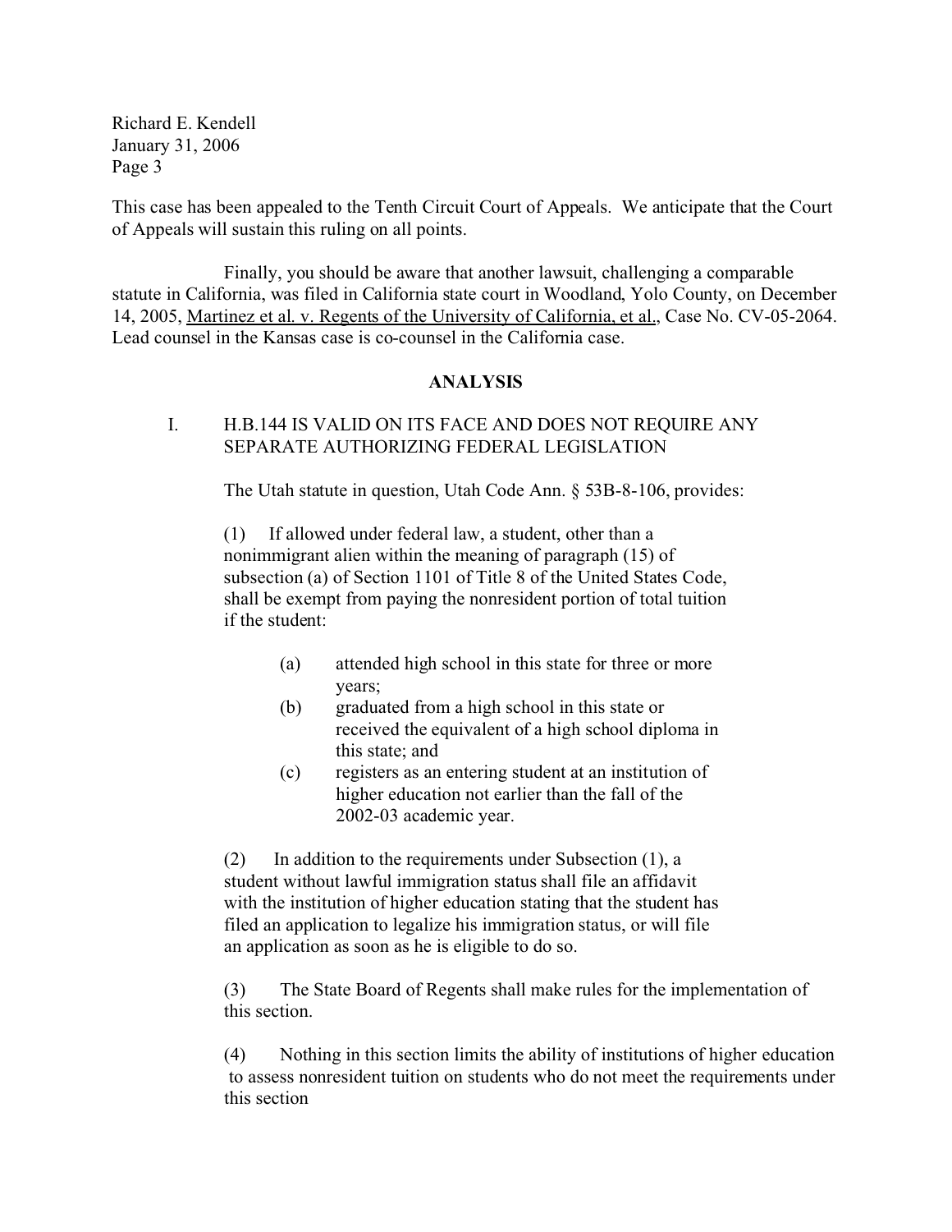This case has been appealed to the Tenth Circuit Court of Appeals. We anticipate that the Court of Appeals will sustain this ruling on all points.

Finally, you should be aware that another lawsuit, challenging a comparable statute in California, was filed in California state court in Woodland, Yolo County, on December 14, 2005, Martinez et al. v. Regents of the University of California, et al., Case No. CV-05-2064. Lead counsel in the Kansas case is co-counsel in the California case.

## ANALYSIS

### I. H.B.144 IS VALID ON ITS FACE AND DOES NOT REQUIRE ANY SEPARATE AUTHORIZING FEDERAL LEGISLATION

The Utah statute in question, Utah Code Ann. § 53B-8-106, provides:

> (1) If allowed under federal law, a student, other than a nonimmigrant alien within the meaning of paragraph (15) of subsection (a) of Section 1101 of Title 8 of the United States Code, shall be exempt from paying the nonresident portion of total tuition if the student:
>
> (a) attended high school in this state for three or more years;
>
> (b) graduated from a high school in this state or received the equivalent of a high school diploma in this state; and
>
> (c) registers as an entering student at an institution of higher education not earlier than the fall of the 2002-03 academic year.
>
> (2) In addition to the requirements under Subsection (1), a student without lawful immigration status shall file an affidavit with the institution of higher education stating that the student has filed an application to legalize his immigration status, or will file an application as soon as he is eligible to do so.
>
> (3) The State Board of Regents shall make rules for the implementation of this section.
>
> (4) Nothing in this section limits the ability of institutions of higher education to assess nonresident tuition on students who do not meet the requirements under this section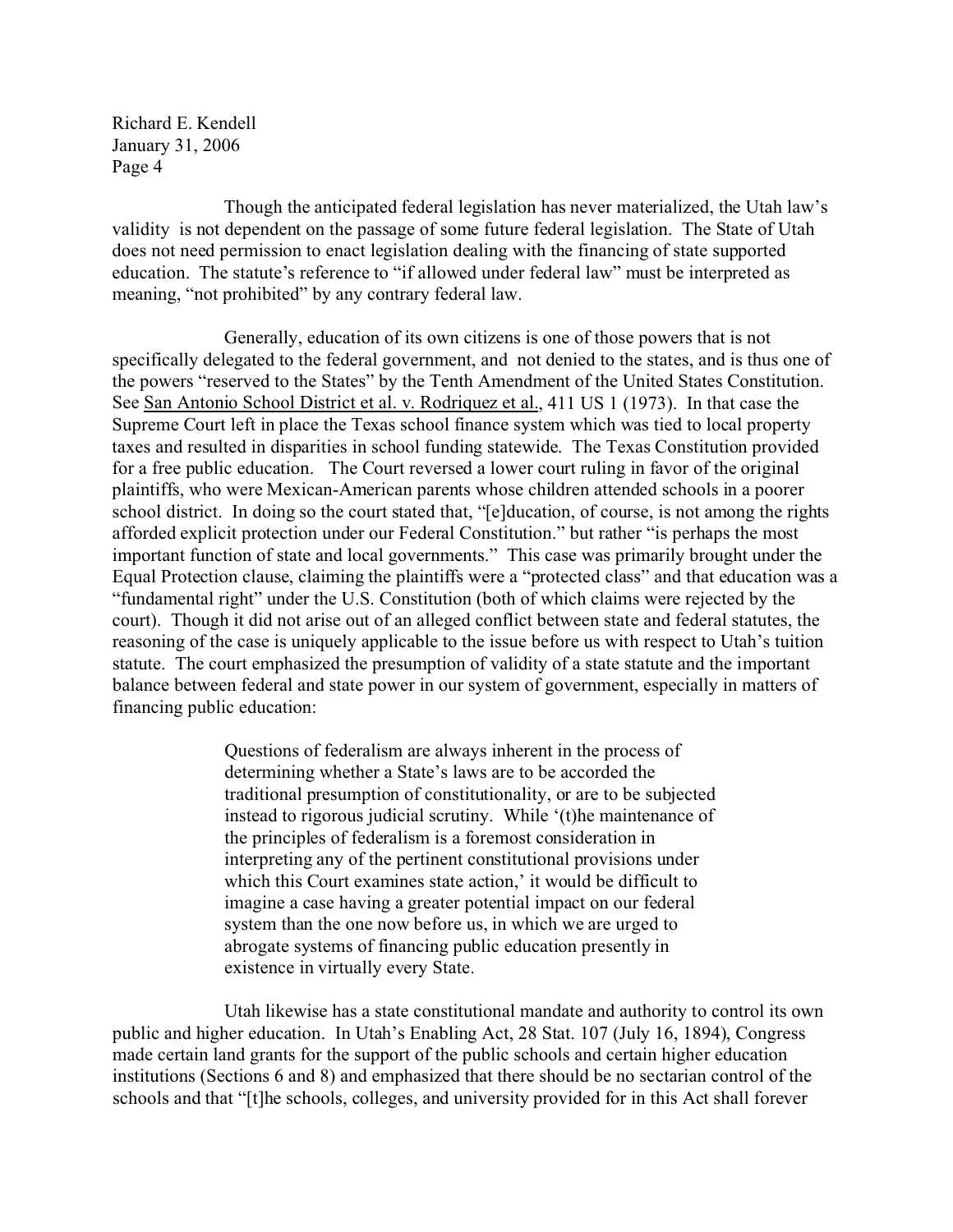Though the anticipated federal legislation has never materialized, the Utah law's validity is not dependent on the passage of some future federal legislation. The State of Utah does not need permission to enact legislation dealing with the financing of state supported education. The statute's reference to "if allowed under federal law" must be interpreted as meaning, "not prohibited" by any contrary federal law.

Generally, education of its own citizens is one of those powers that is not specifically delegated to the federal government, and not denied to the states, and is thus one of the powers "reserved to the States" by the Tenth Amendment of the United States Constitution. See San Antonio School District et al. v. Rodriquez et al., 411 US 1 (1973). In that case the Supreme Court left in place the Texas school finance system which was tied to local property taxes and resulted in disparities in school funding statewide. The Texas Constitution provided for a free public education. The Court reversed a lower court ruling in favor of the original plaintiffs, who were Mexican-American parents whose children attended schools in a poorer school district. In doing so the court stated that, "[e]ducation, of course, is not among the rights afforded explicit protection under our Federal Constitution." but rather "is perhaps the most important function of state and local governments." This case was primarily brought under the Equal Protection clause, claiming the plaintiffs were a "protected class" and that education was a "fundamental right" under the U.S. Constitution (both of which claims were rejected by the court). Though it did not arise out of an alleged conflict between state and federal statutes, the reasoning of the case is uniquely applicable to the issue before us with respect to Utah's tuition statute. The court emphasized the presumption of validity of a state statute and the important balance between federal and state power in our system of government, especially in matters of financing public education:

> Questions of federalism are always inherent in the process of determining whether a State's laws are to be accorded the traditional presumption of constitutionality, or are to be subjected instead to rigorous judicial scrutiny. While '(t)he maintenance of the principles of federalism is a foremost consideration in interpreting any of the pertinent constitutional provisions under which this Court examines state action,' it would be difficult to imagine a case having a greater potential impact on our federal system than the one now before us, in which we are urged to abrogate systems of financing public education presently in existence in virtually every State.

Utah likewise has a state constitutional mandate and authority to control its own public and higher education. In Utah's Enabling Act, 28 Stat. 107 (July 16, 1894), Congress made certain land grants for the support of the public schools and certain higher education institutions (Sections 6 and 8) and emphasized that there should be no sectarian control of the schools and that "[t]he schools, colleges, and university provided for in this Act shall forever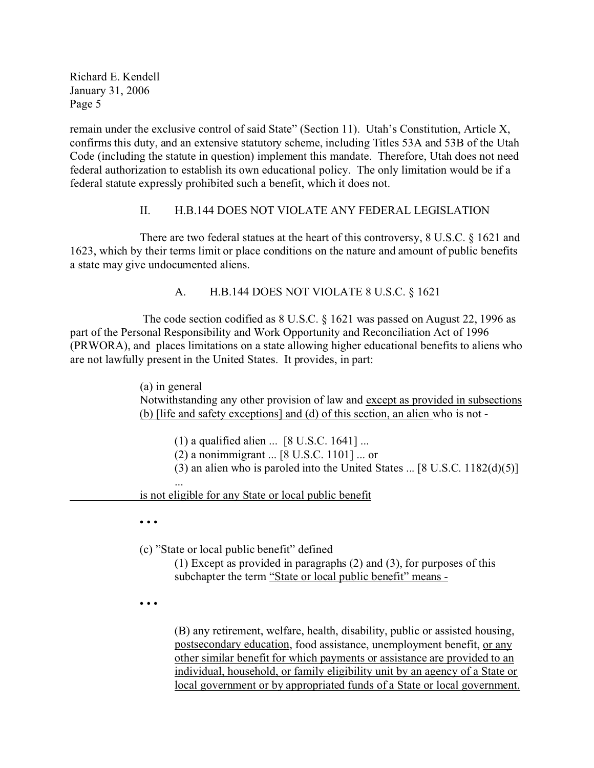remain under the exclusive control of said State" (Section 11). Utah's Constitution, Article X, confirms this duty, and an extensive statutory scheme, including Titles 53A and 53B of the Utah Code (including the statute in question) implement this mandate. Therefore, Utah does not need federal authorization to establish its own educational policy. The only limitation would be if a federal statute expressly prohibited such a benefit, which it does not.

## II. H.B.144 DOES NOT VIOLATE ANY FEDERAL LEGISLATION

There are two federal statues at the heart of this controversy, 8 U.S.C. § 1621 and 1623, which by their terms limit or place conditions on the nature and amount of public benefits a state may give undocumented aliens.

### A. H.B.144 DOES NOT VIOLATE 8 U.S.C. § 1621

The code section codified as 8 U.S.C. § 1621 was passed on August 22, 1996 as part of the Personal Responsibility and Work Opportunity and Reconciliation Act of 1996 (PRWORA), and places limitations on a state allowing higher educational benefits to aliens who are not lawfully present in the United States. It provides, in part:

> (a) in general
> Notwithstanding any other provision of law and <u>except as provided in subsections (b) [life and safety exceptions] and (d) of this section, an alien</u> who is not -
>
> (1) a qualified alien ... [8 U.S.C. 1641] ...
> (2) a nonimmigrant ... [8 U.S.C. 1101] ... or
> (3) an alien who is paroled into the United States ... [8 U.S.C. 1182(d)(5)] ...
>
> <u>is not eligible for any State or local public benefit</u>
>
> • • •
>
> (c) "State or local public benefit" defined
> (1) Except as provided in paragraphs (2) and (3), for purposes of this subchapter the term <u>"State or local public benefit" means -</u>
>
> • • •
>
> (B) any retirement, welfare, health, disability, public or assisted housing, <u>postsecondary education</u>, food assistance, unemployment benefit, <u>or any other similar benefit for which payments or assistance are provided to an individual, household, or family eligibility unit by an agency of a State or local government or by appropriated funds of a State or local government.</u>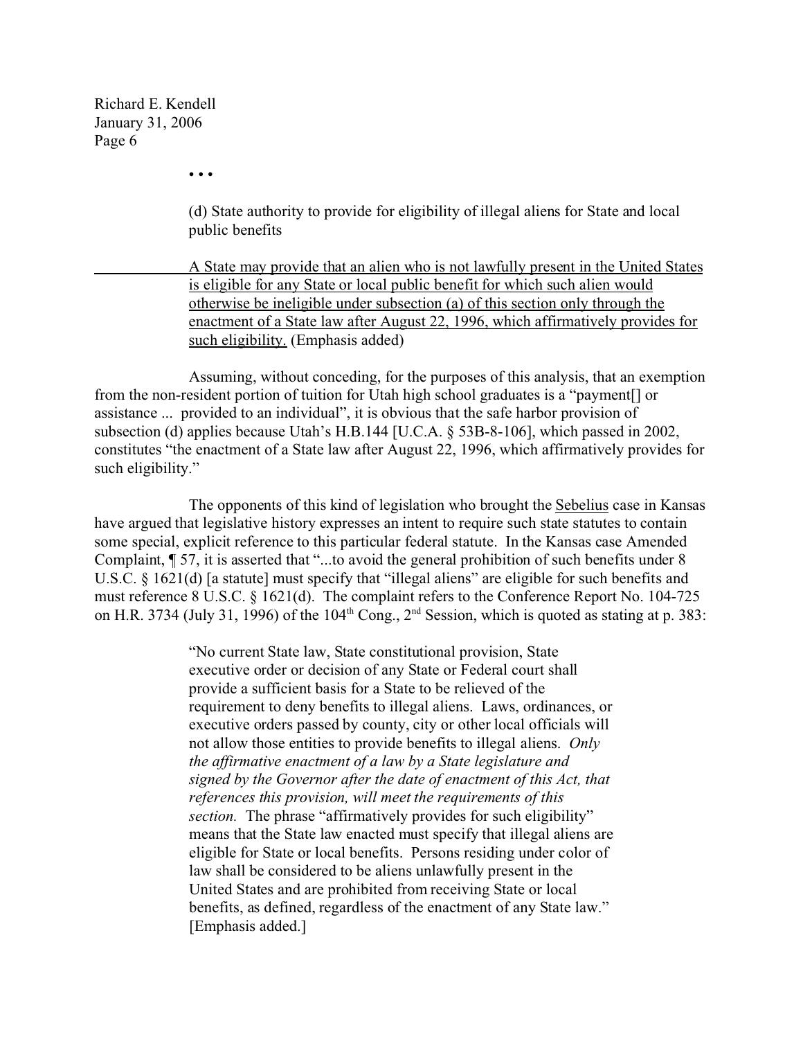• • •

> (d) State authority to provide for eligibility of illegal aliens for State and local public benefits
>
> A State may provide that an alien who is not lawfully present in the United States is eligible for any State or local public benefit for which such alien would otherwise be ineligible under subsection (a) of this section only through the enactment of a State law after August 22, 1996, which affirmatively provides for such eligibility. (Emphasis added)

Assuming, without conceding, for the purposes of this analysis, that an exemption from the non-resident portion of tuition for Utah high school graduates is a "payment[] or assistance ... provided to an individual", it is obvious that the safe harbor provision of subsection (d) applies because Utah's H.B.144 [U.C.A. § 53B-8-106], which passed in 2002, constitutes "the enactment of a State law after August 22, 1996, which affirmatively provides for such eligibility."

The opponents of this kind of legislation who brought the Sebelius case in Kansas have argued that legislative history expresses an intent to require such state statutes to contain some special, explicit reference to this particular federal statute. In the Kansas case Amended Complaint, ¶ 57, it is asserted that "...to avoid the general prohibition of such benefits under 8 U.S.C. § 1621(d) [a statute] must specify that "illegal aliens" are eligible for such benefits and must reference 8 U.S.C. § 1621(d). The complaint refers to the Conference Report No. 104-725 on H.R. 3734 (July 31, 1996) of the 104th Cong., 2nd Session, which is quoted as stating at p. 383:

> "No current State law, State constitutional provision, State executive order or decision of any State or Federal court shall provide a sufficient basis for a State to be relieved of the requirement to deny benefits to illegal aliens. Laws, ordinances, or executive orders passed by county, city or other local officials will not allow those entities to provide benefits to illegal aliens. *Only the affirmative enactment of a law by a State legislature and signed by the Governor after the date of enactment of this Act, that references this provision, will meet the requirements of this section.* The phrase "affirmatively provides for such eligibility" means that the State law enacted must specify that illegal aliens are eligible for State or local benefits. Persons residing under color of law shall be considered to be aliens unlawfully present in the United States and are prohibited from receiving State or local benefits, as defined, regardless of the enactment of any State law." [Emphasis added.]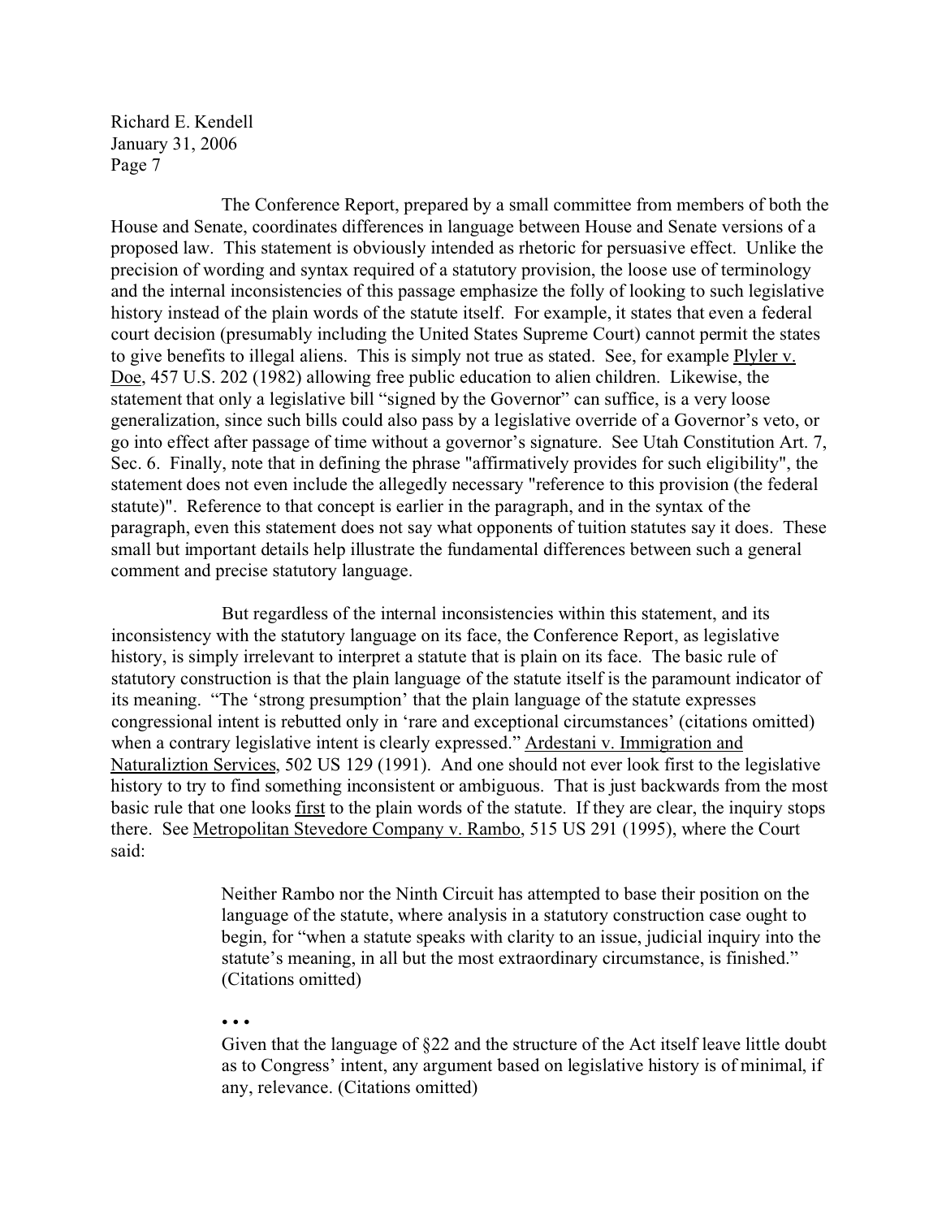The Conference Report, prepared by a small committee from members of both the House and Senate, coordinates differences in language between House and Senate versions of a proposed law. This statement is obviously intended as rhetoric for persuasive effect. Unlike the precision of wording and syntax required of a statutory provision, the loose use of terminology and the internal inconsistencies of this passage emphasize the folly of looking to such legislative history instead of the plain words of the statute itself. For example, it states that even a federal court decision (presumably including the United States Supreme Court) cannot permit the states to give benefits to illegal aliens. This is simply not true as stated. See, for example Plyler v. Doe, 457 U.S. 202 (1982) allowing free public education to alien children. Likewise, the statement that only a legislative bill "signed by the Governor" can suffice, is a very loose generalization, since such bills could also pass by a legislative override of a Governor's veto, or go into effect after passage of time without a governor's signature. See Utah Constitution Art. 7, Sec. 6. Finally, note that in defining the phrase "affirmatively provides for such eligibility", the statement does not even include the allegedly necessary "reference to this provision (the federal statute)". Reference to that concept is earlier in the paragraph, and in the syntax of the paragraph, even this statement does not say what opponents of tuition statutes say it does. These small but important details help illustrate the fundamental differences between such a general comment and precise statutory language.

But regardless of the internal inconsistencies within this statement, and its inconsistency with the statutory language on its face, the Conference Report, as legislative history, is simply irrelevant to interpret a statute that is plain on its face. The basic rule of statutory construction is that the plain language of the statute itself is the paramount indicator of its meaning. "The 'strong presumption' that the plain language of the statute expresses congressional intent is rebutted only in 'rare and exceptional circumstances' (citations omitted) when a contrary legislative intent is clearly expressed." Ardestani v. Immigration and Naturaliztion Services, 502 US 129 (1991). And one should not ever look first to the legislative history to try to find something inconsistent or ambiguous. That is just backwards from the most basic rule that one looks first to the plain words of the statute. If they are clear, the inquiry stops there. See Metropolitan Stevedore Company v. Rambo, 515 US 291 (1995), where the Court said:

> Neither Rambo nor the Ninth Circuit has attempted to base their position on the language of the statute, where analysis in a statutory construction case ought to begin, for "when a statute speaks with clarity to an issue, judicial inquiry into the statute's meaning, in all but the most extraordinary circumstance, is finished." (Citations omitted)
>
> • • •
>
> Given that the language of §22 and the structure of the Act itself leave little doubt as to Congress' intent, any argument based on legislative history is of minimal, if any, relevance. (Citations omitted)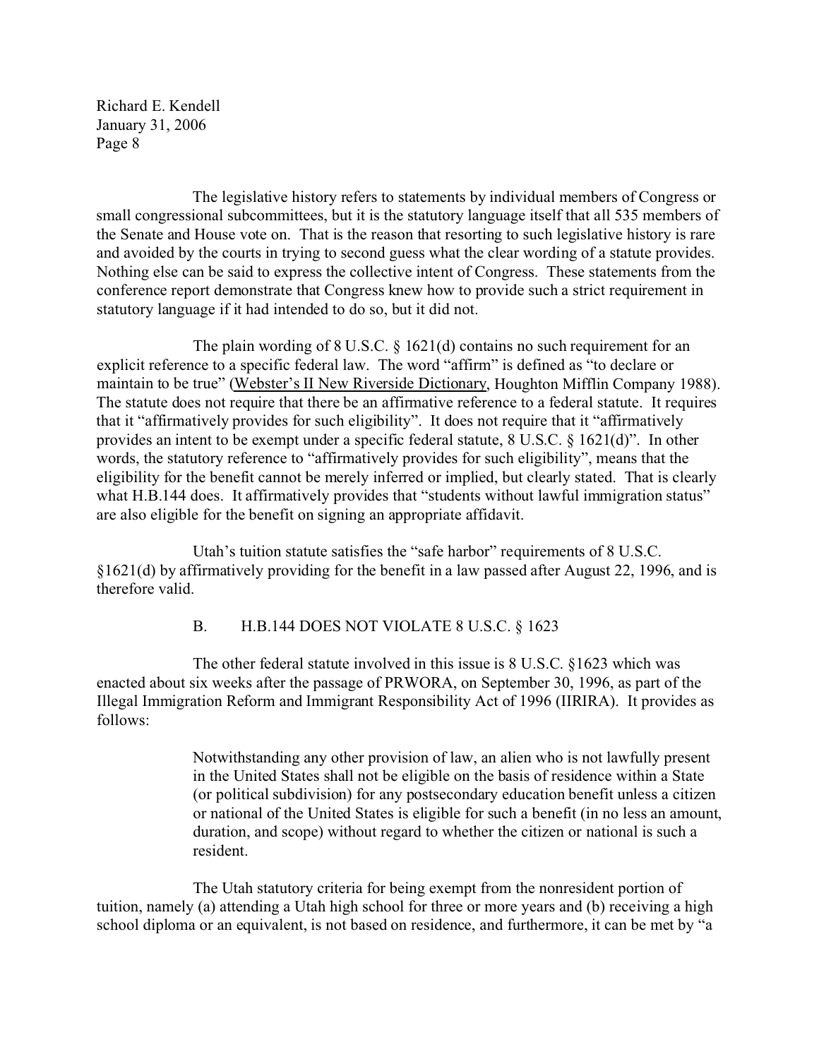The legislative history refers to statements by individual members of Congress or small congressional subcommittees, but it is the statutory language itself that all 535 members of the Senate and House vote on. That is the reason that resorting to such legislative history is rare and avoided by the courts in trying to second guess what the clear wording of a statute provides. Nothing else can be said to express the collective intent of Congress. These statements from the conference report demonstrate that Congress knew how to provide such a strict requirement in statutory language if it had intended to do so, but it did not.

The plain wording of 8 U.S.C. § 1621(d) contains no such requirement for an explicit reference to a specific federal law. The word "affirm" is defined as "to declare or maintain to be true" (Webster's II New Riverside Dictionary, Houghton Mifflin Company 1988). The statute does not require that there be an affirmative reference to a federal statute. It requires that it "affirmatively provides for such eligibility". It does not require that it "affirmatively provides an intent to be exempt under a specific federal statute, 8 U.S.C. § 1621(d)". In other words, the statutory reference to "affirmatively provides for such eligibility", means that the eligibility for the benefit cannot be merely inferred or implied, but clearly stated. That is clearly what H.B.144 does. It affirmatively provides that "students without lawful immigration status" are also eligible for the benefit on signing an appropriate affidavit.

Utah's tuition statute satisfies the "safe harbor" requirements of 8 U.S.C. §1621(d) by affirmatively providing for the benefit in a law passed after August 22, 1996, and is therefore valid.

## B. H.B.144 DOES NOT VIOLATE 8 U.S.C. § 1623

The other federal statute involved in this issue is 8 U.S.C. §1623 which was enacted about six weeks after the passage of PRWORA, on September 30, 1996, as part of the Illegal Immigration Reform and Immigrant Responsibility Act of 1996 (IIRIRA). It provides as follows:

> Notwithstanding any other provision of law, an alien who is not lawfully present in the United States shall not be eligible on the basis of residence within a State (or political subdivision) for any postsecondary education benefit unless a citizen or national of the United States is eligible for such a benefit (in no less an amount, duration, and scope) without regard to whether the citizen or national is such a resident.

The Utah statutory criteria for being exempt from the nonresident portion of tuition, namely (a) attending a Utah high school for three or more years and (b) receiving a high school diploma or an equivalent, is not based on residence, and furthermore, it can be met by "a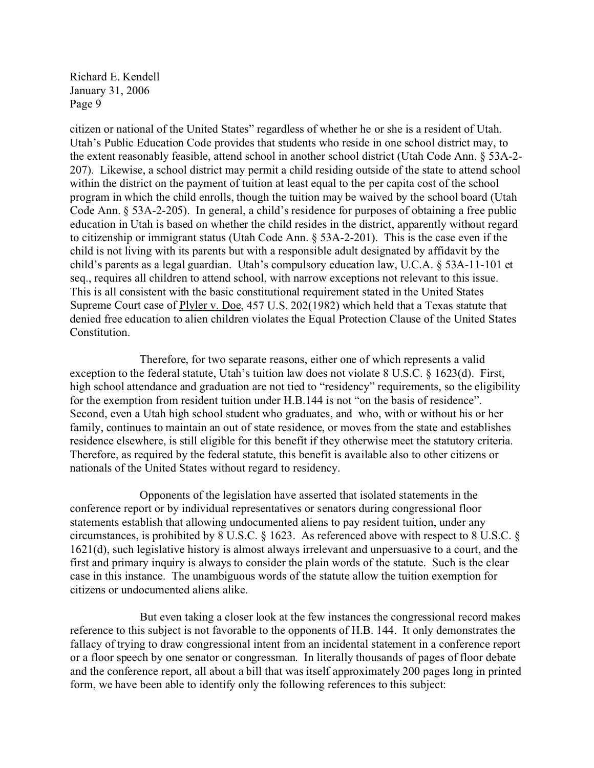citizen or national of the United States" regardless of whether he or she is a resident of Utah. Utah's Public Education Code provides that students who reside in one school district may, to the extent reasonably feasible, attend school in another school district (Utah Code Ann. § 53A-2-207). Likewise, a school district may permit a child residing outside of the state to attend school within the district on the payment of tuition at least equal to the per capita cost of the school program in which the child enrolls, though the tuition may be waived by the school board (Utah Code Ann. § 53A-2-205). In general, a child's residence for purposes of obtaining a free public education in Utah is based on whether the child resides in the district, apparently without regard to citizenship or immigrant status (Utah Code Ann. § 53A-2-201). This is the case even if the child is not living with its parents but with a responsible adult designated by affidavit by the child's parents as a legal guardian. Utah's compulsory education law, U.C.A. § 53A-11-101 et seq., requires all children to attend school, with narrow exceptions not relevant to this issue. This is all consistent with the basic constitutional requirement stated in the United States Supreme Court case of Plyler v. Doe, 457 U.S. 202(1982) which held that a Texas statute that denied free education to alien children violates the Equal Protection Clause of the United States Constitution.

Therefore, for two separate reasons, either one of which represents a valid exception to the federal statute, Utah's tuition law does not violate 8 U.S.C. § 1623(d). First, high school attendance and graduation are not tied to "residency" requirements, so the eligibility for the exemption from resident tuition under H.B.144 is not "on the basis of residence". Second, even a Utah high school student who graduates, and who, with or without his or her family, continues to maintain an out of state residence, or moves from the state and establishes residence elsewhere, is still eligible for this benefit if they otherwise meet the statutory criteria. Therefore, as required by the federal statute, this benefit is available also to other citizens or nationals of the United States without regard to residency.

Opponents of the legislation have asserted that isolated statements in the conference report or by individual representatives or senators during congressional floor statements establish that allowing undocumented aliens to pay resident tuition, under any circumstances, is prohibited by 8 U.S.C. § 1623. As referenced above with respect to 8 U.S.C. § 1621(d), such legislative history is almost always irrelevant and unpersuasive to a court, and the first and primary inquiry is always to consider the plain words of the statute. Such is the clear case in this instance. The unambiguous words of the statute allow the tuition exemption for citizens or undocumented aliens alike.

But even taking a closer look at the few instances the congressional record makes reference to this subject is not favorable to the opponents of H.B. 144. It only demonstrates the fallacy of trying to draw congressional intent from an incidental statement in a conference report or a floor speech by one senator or congressman. In literally thousands of pages of floor debate and the conference report, all about a bill that was itself approximately 200 pages long in printed form, we have been able to identify only the following references to this subject: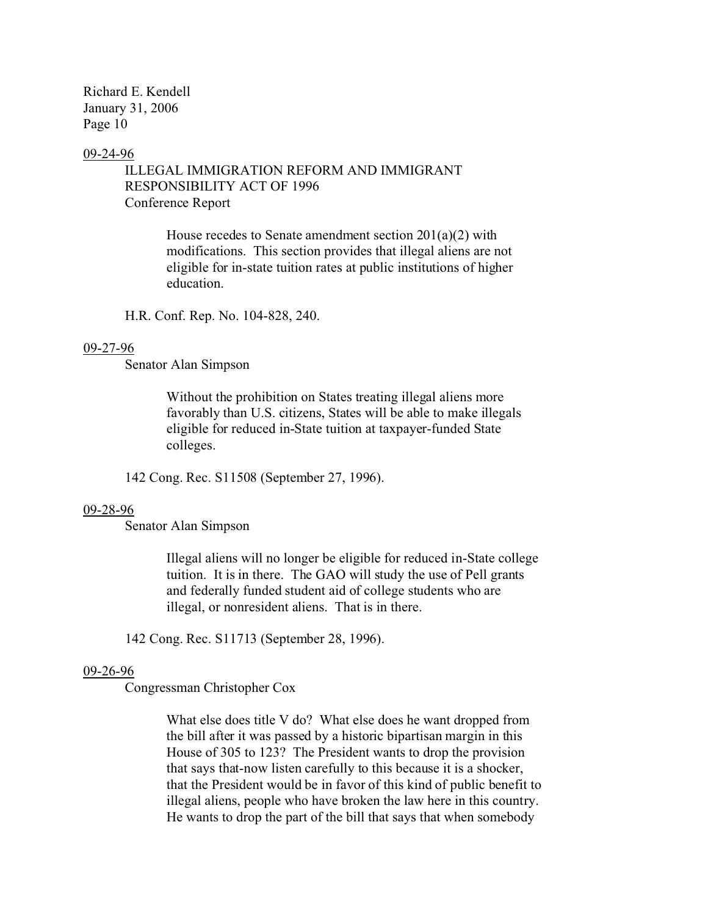09-24-96

ILLEGAL IMMIGRATION REFORM AND IMMIGRANT RESPONSIBILITY ACT OF 1996
Conference Report

> House recedes to Senate amendment section 201(a)(2) with modifications. This section provides that illegal aliens are not eligible for in-state tuition rates at public institutions of higher education.

H.R. Conf. Rep. No. 104-828, 240.

09-27-96

Senator Alan Simpson

> Without the prohibition on States treating illegal aliens more favorably than U.S. citizens, States will be able to make illegals eligible for reduced in-State tuition at taxpayer-funded State colleges.

142 Cong. Rec. S11508 (September 27, 1996).

09-28-96

Senator Alan Simpson

> Illegal aliens will no longer be eligible for reduced in-State college tuition. It is in there. The GAO will study the use of Pell grants and federally funded student aid of college students who are illegal, or nonresident aliens. That is in there.

142 Cong. Rec. S11713 (September 28, 1996).

09-26-96

Congressman Christopher Cox

> What else does title V do? What else does he want dropped from the bill after it was passed by a historic bipartisan margin in this House of 305 to 123? The President wants to drop the provision that says that-now listen carefully to this because it is a shocker, that the President would be in favor of this kind of public benefit to illegal aliens, people who have broken the law here in this country. He wants to drop the part of the bill that says that when somebody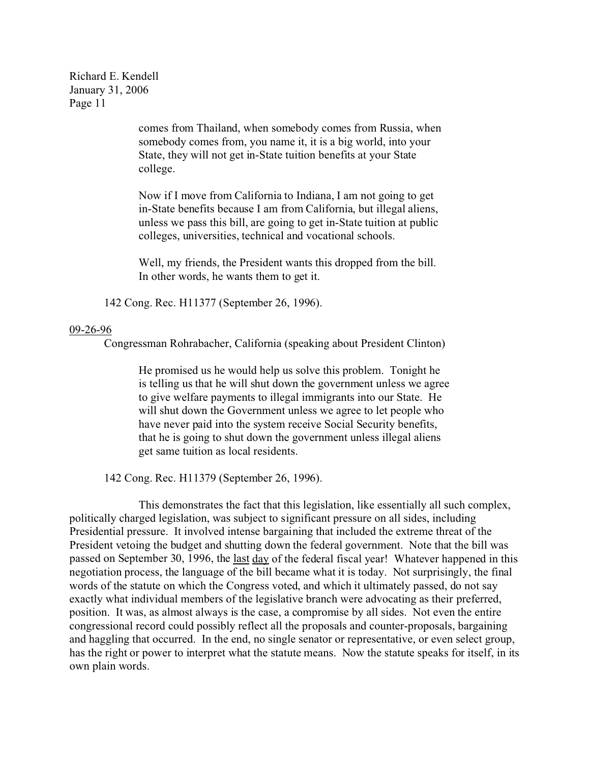> comes from Thailand, when somebody comes from Russia, when somebody comes from, you name it, it is a big world, into your State, they will not get in-State tuition benefits at your State college.
>
> Now if I move from California to Indiana, I am not going to get in-State benefits because I am from California, but illegal aliens, unless we pass this bill, are going to get in-State tuition at public colleges, universities, technical and vocational schools.
>
> Well, my friends, the President wants this dropped from the bill. In other words, he wants them to get it.

142 Cong. Rec. H11377 (September 26, 1996).

<u>09-26-96</u>

Congressman Rohrabacher, California (speaking about President Clinton)

> He promised us he would help us solve this problem. Tonight he is telling us that he will shut down the government unless we agree to give welfare payments to illegal immigrants into our State. He will shut down the Government unless we agree to let people who have never paid into the system receive Social Security benefits, that he is going to shut down the government unless illegal aliens get same tuition as local residents.

142 Cong. Rec. H11379 (September 26, 1996).

This demonstrates the fact that this legislation, like essentially all such complex, politically charged legislation, was subject to significant pressure on all sides, including Presidential pressure. It involved intense bargaining that included the extreme threat of the President vetoing the budget and shutting down the federal government. Note that the bill was passed on September 30, 1996, the <u>last</u> <u>day</u> of the federal fiscal year! Whatever happened in this negotiation process, the language of the bill became what it is today. Not surprisingly, the final words of the statute on which the Congress voted, and which it ultimately passed, do not say exactly what individual members of the legislative branch were advocating as their preferred, position. It was, as almost always is the case, a compromise by all sides. Not even the entire congressional record could possibly reflect all the proposals and counter-proposals, bargaining and haggling that occurred. In the end, no single senator or representative, or even select group, has the right or power to interpret what the statute means. Now the statute speaks for itself, in its own plain words.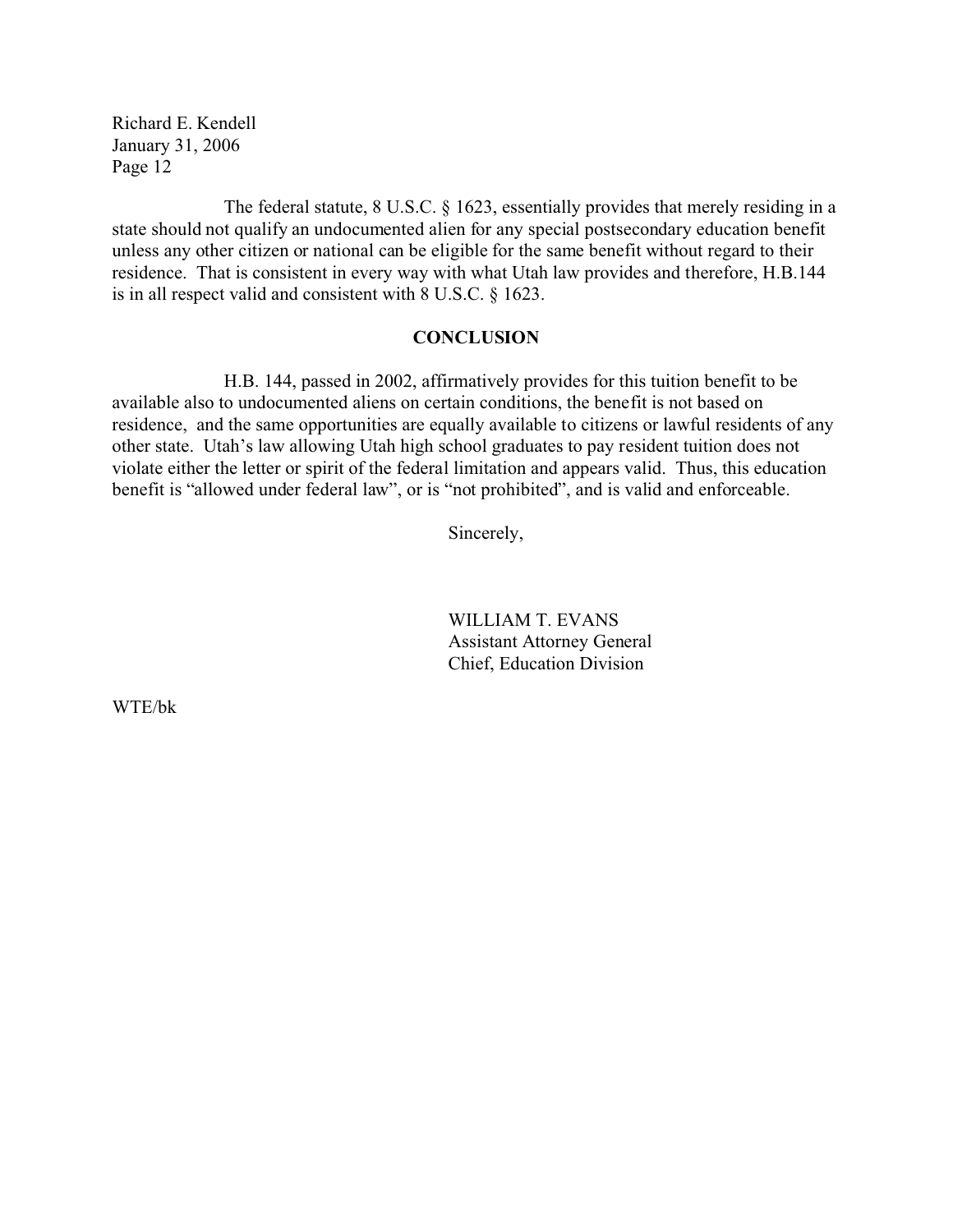The federal statute, 8 U.S.C. § 1623, essentially provides that merely residing in a state should not qualify an undocumented alien for any special postsecondary education benefit unless any other citizen or national can be eligible for the same benefit without regard to their residence. That is consistent in every way with what Utah law provides and therefore, H.B.144 is in all respect valid and consistent with 8 U.S.C. § 1623.

## CONCLUSION

H.B. 144, passed in 2002, affirmatively provides for this tuition benefit to be available also to undocumented aliens on certain conditions, the benefit is not based on residence, and the same opportunities are equally available to citizens or lawful residents of any other state. Utah's law allowing Utah high school graduates to pay resident tuition does not violate either the letter or spirit of the federal limitation and appears valid. Thus, this education benefit is "allowed under federal law", or is "not prohibited", and is valid and enforceable.

Sincerely,

WILLIAM T. EVANS
Assistant Attorney General
Chief, Education Division

WTE/bk